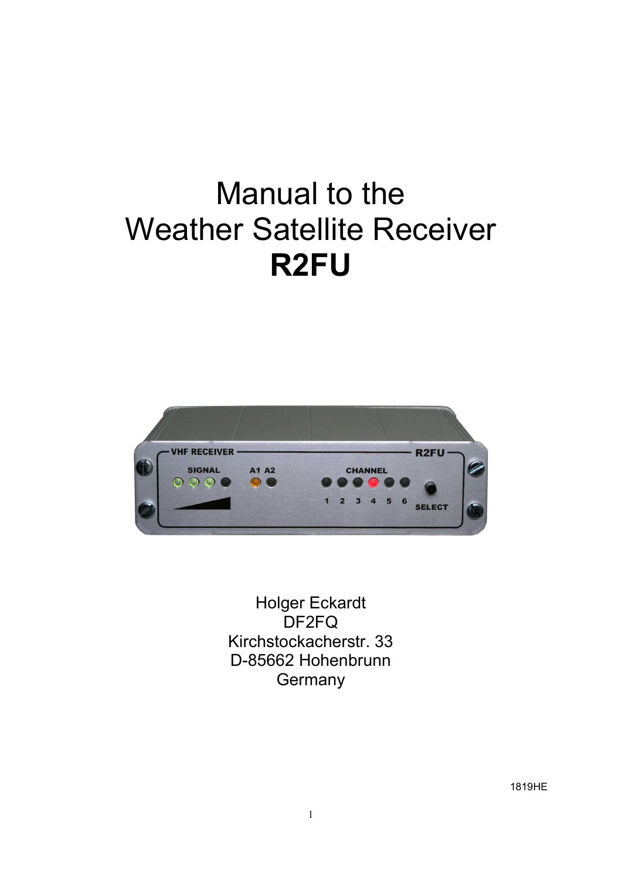# Manual to the Weather Satellite Receiver **R2FU**

Holger Eckardt
DF2FQ
Kirchstockacherstr. 33
D-85662 Hohenbrunn
Germany

1819HE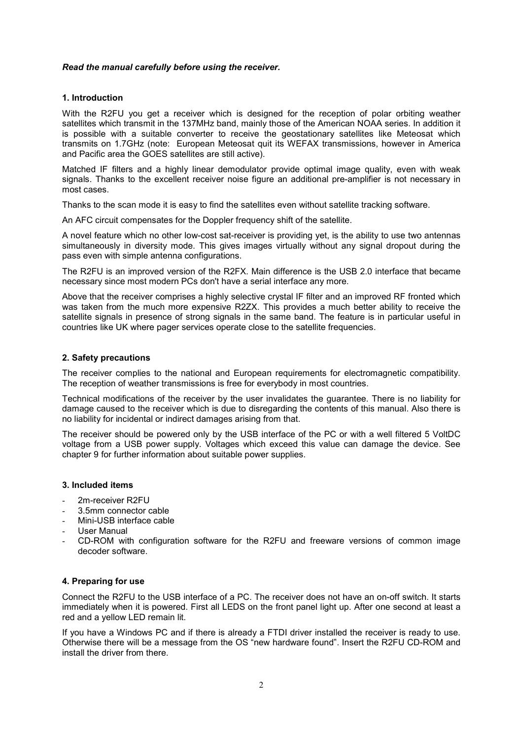*__Read the manual carefully before using the receiver.__*

## 1. Introduction

With the R2FU you get a receiver which is designed for the reception of polar orbiting weather satellites which transmit in the 137MHz band, mainly those of the American NOAA series. In addition it is possible with a suitable converter to receive the geostationary satellites like Meteosat which transmits on 1.7GHz (note: European Meteosat quit its WEFAX transmissions, however in America and Pacific area the GOES satellites are still active).

Matched IF filters and a highly linear demodulator provide optimal image quality, even with weak signals. Thanks to the excellent receiver noise figure an additional pre-amplifier is not necessary in most cases.

Thanks to the scan mode it is easy to find the satellites even without satellite tracking software.

An AFC circuit compensates for the Doppler frequency shift of the satellite.

A novel feature which no other low-cost sat-receiver is providing yet, is the ability to use two antennas simultaneously in diversity mode. This gives images virtually without any signal dropout during the pass even with simple antenna configurations.

The R2FU is an improved version of the R2FX. Main difference is the USB 2.0 interface that became necessary since most modern PCs don't have a serial interface any more.

Above that the receiver comprises a highly selective crystal IF filter and an improved RF fronted which was taken from the much more expensive R2ZX. This provides a much better ability to receive the satellite signals in presence of strong signals in the same band. The feature is in particular useful in countries like UK where pager services operate close to the satellite frequencies.

## 2. Safety precautions

The receiver complies to the national and European requirements for electromagnetic compatibility. The reception of weather transmissions is free for everybody in most countries.

Technical modifications of the receiver by the user invalidates the guarantee. There is no liability for damage caused to the receiver which is due to disregarding the contents of this manual. Also there is no liability for incidental or indirect damages arising from that.

The receiver should be powered only by the USB interface of the PC or with a well filtered 5 VoltDC voltage from a USB power supply. Voltages which exceed this value can damage the device. See chapter 9 for further information about suitable power supplies.

## 3. Included items

- 2m-receiver R2FU
- 3.5mm connector cable
- Mini-USB interface cable
- User Manual
- CD-ROM with configuration software for the R2FU and freeware versions of common image decoder software.

## 4. Preparing for use

Connect the R2FU to the USB interface of a PC. The receiver does not have an on-off switch. It starts immediately when it is powered. First all LEDS on the front panel light up. After one second at least a red and a yellow LED remain lit.

If you have a Windows PC and if there is already a FTDI driver installed the receiver is ready to use. Otherwise there will be a message from the OS "new hardware found". Insert the R2FU CD-ROM and install the driver from there.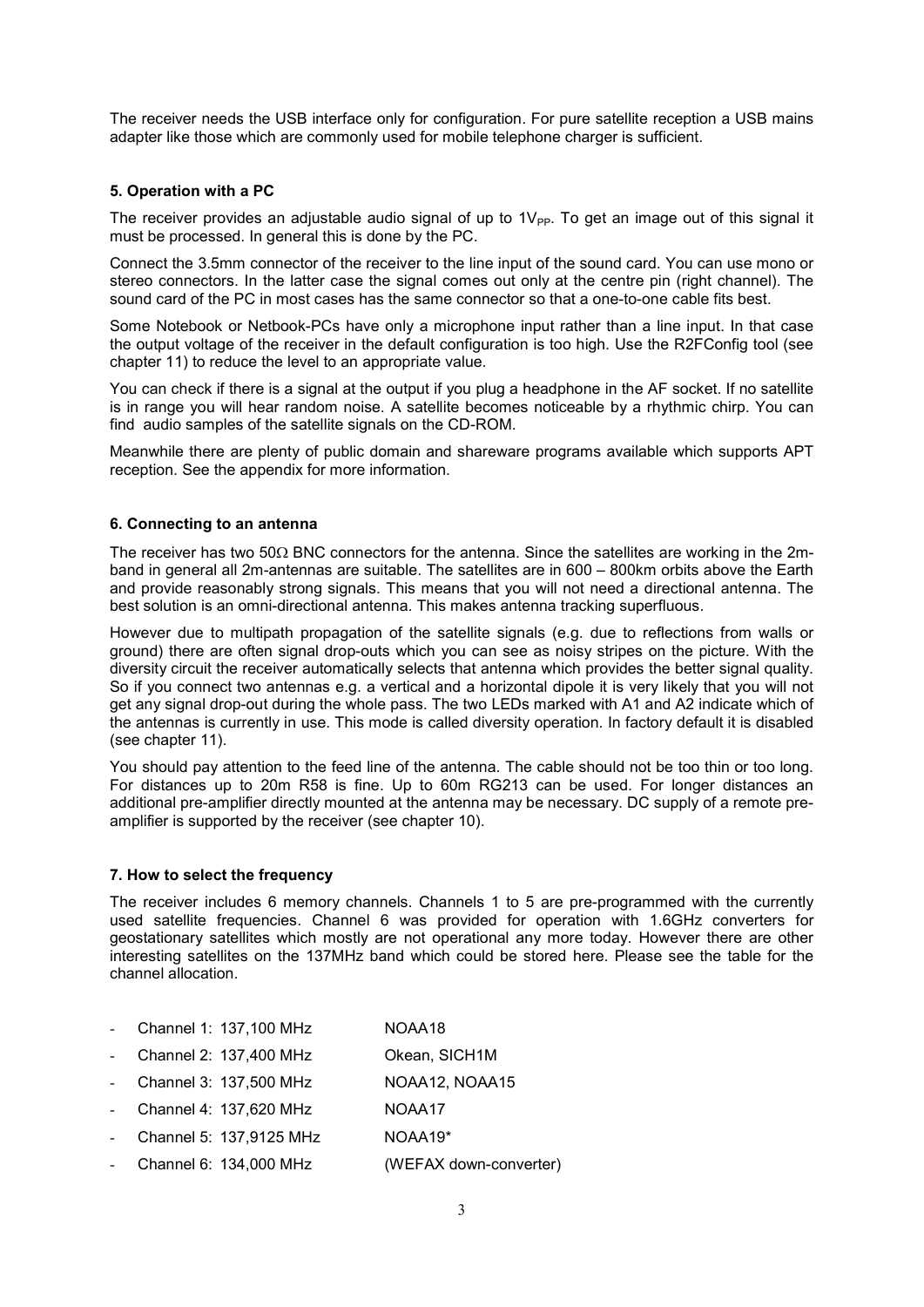The receiver needs the USB interface only for configuration. For pure satellite reception a USB mains adapter like those which are commonly used for mobile telephone charger is sufficient.

## 5. Operation with a PC

The receiver provides an adjustable audio signal of up to $1V_{PP}$. To get an image out of this signal it must be processed. In general this is done by the PC.

Connect the 3.5mm connector of the receiver to the line input of the sound card. You can use mono or stereo connectors. In the latter case the signal comes out only at the centre pin (right channel). The sound card of the PC in most cases has the same connector so that a one-to-one cable fits best.

Some Notebook or Netbook-PCs have only a microphone input rather than a line input. In that case the output voltage of the receiver in the default configuration is too high. Use the R2FConfig tool (see chapter 11) to reduce the level to an appropriate value.

You can check if there is a signal at the output if you plug a headphone in the AF socket. If no satellite is in range you will hear random noise. A satellite becomes noticeable by a rhythmic chirp. You can find audio samples of the satellite signals on the CD-ROM.

Meanwhile there are plenty of public domain and shareware programs available which supports APT reception. See the appendix for more information.

## 6. Connecting to an antenna

The receiver has two 50Ω BNC connectors for the antenna. Since the satellites are working in the 2m-band in general all 2m-antennas are suitable. The satellites are in 600 – 800km orbits above the Earth and provide reasonably strong signals. This means that you will not need a directional antenna. The best solution is an omni-directional antenna. This makes antenna tracking superfluous.

However due to multipath propagation of the satellite signals (e.g. due to reflections from walls or ground) there are often signal drop-outs which you can see as noisy stripes on the picture. With the diversity circuit the receiver automatically selects that antenna which provides the better signal quality. So if you connect two antennas e.g. a vertical and a horizontal dipole it is very likely that you will not get any signal drop-out during the whole pass. The two LEDs marked with A1 and A2 indicate which of the antennas is currently in use. This mode is called diversity operation. In factory default it is disabled (see chapter 11).

You should pay attention to the feed line of the antenna. The cable should not be too thin or too long. For distances up to 20m R58 is fine. Up to 60m RG213 can be used. For longer distances an additional pre-amplifier directly mounted at the antenna may be necessary. DC supply of a remote pre-amplifier is supported by the receiver (see chapter 10).

## 7. How to select the frequency

The receiver includes 6 memory channels. Channels 1 to 5 are pre-programmed with the currently used satellite frequencies. Channel 6 was provided for operation with 1.6GHz converters for geostationary satellites which mostly are not operational any more today. However there are other interesting satellites on the 137MHz band which could be stored here. Please see the table for the channel allocation.

- Channel 1: 137,100 MHz — NOAA18
- Channel 2: 137,400 MHz — Okean, SICH1M
- Channel 3: 137,500 MHz — NOAA12, NOAA15
- Channel 4: 137,620 MHz — NOAA17
- Channel 5: 137,9125 MHz — NOAA19*
- Channel 6: 134,000 MHz — (WEFAX down-converter)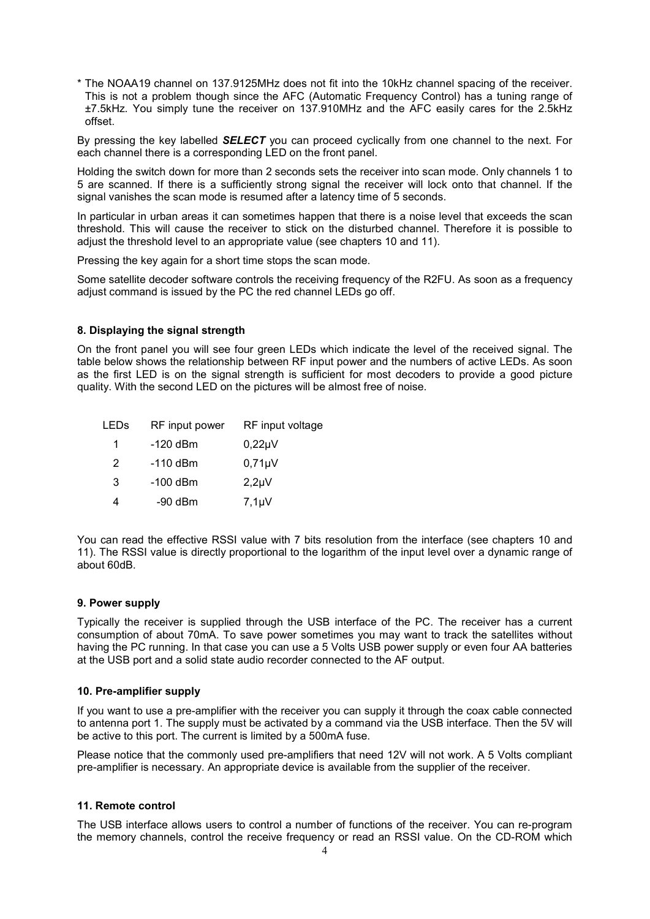* The NOAA19 channel on 137.9125MHz does not fit into the 10kHz channel spacing of the receiver. This is not a problem though since the AFC (Automatic Frequency Control) has a tuning range of ±7.5kHz. You simply tune the receiver on 137.910MHz and the AFC easily cares for the 2.5kHz offset.

By pressing the key labelled ***SELECT*** you can proceed cyclically from one channel to the next. For each channel there is a corresponding LED on the front panel.

Holding the switch down for more than 2 seconds sets the receiver into scan mode. Only channels 1 to 5 are scanned. If there is a sufficiently strong signal the receiver will lock onto that channel. If the signal vanishes the scan mode is resumed after a latency time of 5 seconds.

In particular in urban areas it can sometimes happen that there is a noise level that exceeds the scan threshold. This will cause the receiver to stick on the disturbed channel. Therefore it is possible to adjust the threshold level to an appropriate value (see chapters 10 and 11).

Pressing the key again for a short time stops the scan mode.

Some satellite decoder software controls the receiving frequency of the R2FU. As soon as a frequency adjust command is issued by the PC the red channel LEDs go off.

### 8. Displaying the signal strength

On the front panel you will see four green LEDs which indicate the level of the received signal. The table below shows the relationship between RF input power and the numbers of active LEDs. As soon as the first LED is on the signal strength is sufficient for most decoders to provide a good picture quality. With the second LED on the pictures will be almost free of noise.

| LEDs | RF input power | RF input voltage |
|---|---|---|
| 1 | -120 dBm | 0,22µV |
| 2 | -110 dBm | 0,71µV |
| 3 | -100 dBm | 2,2µV |
| 4 | -90 dBm | 7,1µV |

You can read the effective RSSI value with 7 bits resolution from the interface (see chapters 10 and 11). The RSSI value is directly proportional to the logarithm of the input level over a dynamic range of about 60dB.

### 9. Power supply

Typically the receiver is supplied through the USB interface of the PC. The receiver has a current consumption of about 70mA. To save power sometimes you may want to track the satellites without having the PC running. In that case you can use a 5 Volts USB power supply or even four AA batteries at the USB port and a solid state audio recorder connected to the AF output.

### 10. Pre-amplifier supply

If you want to use a pre-amplifier with the receiver you can supply it through the coax cable connected to antenna port 1. The supply must be activated by a command via the USB interface. Then the 5V will be active to this port. The current is limited by a 500mA fuse.

Please notice that the commonly used pre-amplifiers that need 12V will not work. A 5 Volts compliant pre-amplifier is necessary. An appropriate device is available from the supplier of the receiver.

### 11. Remote control

The USB interface allows users to control a number of functions of the receiver. You can re-program the memory channels, control the receive frequency or read an RSSI value. On the CD-ROM which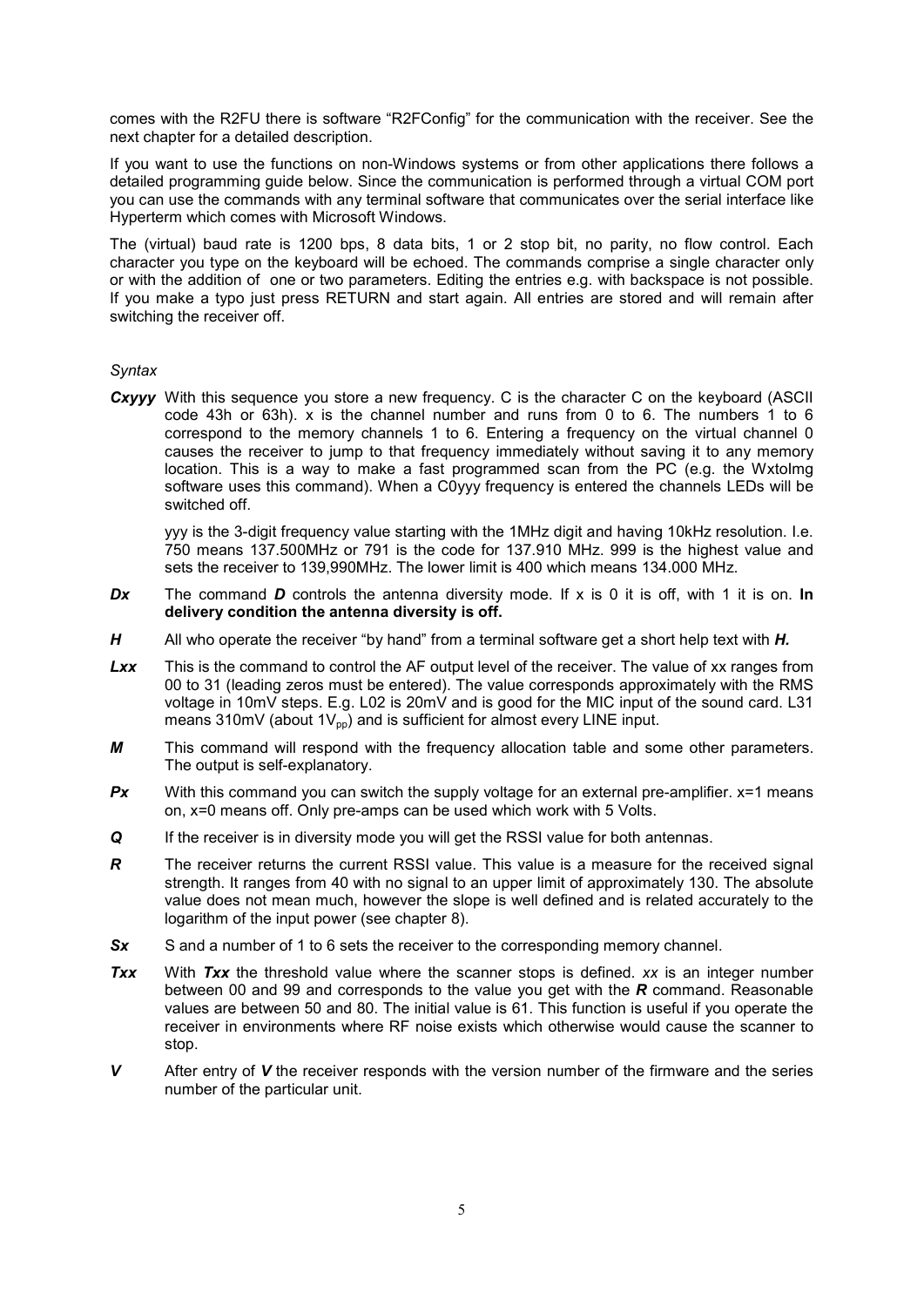comes with the R2FU there is software "R2FConfig" for the communication with the receiver. See the next chapter for a detailed description.

If you want to use the functions on non-Windows systems or from other applications there follows a detailed programming guide below. Since the communication is performed through a virtual COM port you can use the commands with any terminal software that communicates over the serial interface like Hyperterm which comes with Microsoft Windows.

The (virtual) baud rate is 1200 bps, 8 data bits, 1 or 2 stop bit, no parity, no flow control. Each character you type on the keyboard will be echoed. The commands comprise a single character only or with the addition of one or two parameters. Editing the entries e.g. with backspace is not possible. If you make a typo just press RETURN and start again. All entries are stored and will remain after switching the receiver off.

*Syntax*

***Cxyyy*** With this sequence you store a new frequency. C is the character C on the keyboard (ASCII code 43h or 63h). x is the channel number and runs from 0 to 6. The numbers 1 to 6 correspond to the memory channels 1 to 6. Entering a frequency on the virtual channel 0 causes the receiver to jump to that frequency immediately without saving it to any memory location. This is a way to make a fast programmed scan from the PC (e.g. the WxtoImg software uses this command). When a C0yyy frequency is entered the channels LEDs will be switched off.

yyy is the 3-digit frequency value starting with the 1MHz digit and having 10kHz resolution. I.e. 750 means 137.500MHz or 791 is the code for 137.910 MHz. 999 is the highest value and sets the receiver to 139,990MHz. The lower limit is 400 which means 134.000 MHz.

***Dx*** The command ***D*** controls the antenna diversity mode. If x is 0 it is off, with 1 it is on. **In delivery condition the antenna diversity is off.**

***H*** All who operate the receiver "by hand" from a terminal software get a short help text with ***H.***

***Lxx*** This is the command to control the AF output level of the receiver. The value of xx ranges from 00 to 31 (leading zeros must be entered). The value corresponds approximately with the RMS voltage in 10mV steps. E.g. L02 is 20mV and is good for the MIC input of the sound card. L31 means 310mV (about $1V_{pp}$) and is sufficient for almost every LINE input.

***M*** This command will respond with the frequency allocation table and some other parameters. The output is self-explanatory.

***Px*** With this command you can switch the supply voltage for an external pre-amplifier. x=1 means on, x=0 means off. Only pre-amps can be used which work with 5 Volts.

***Q*** If the receiver is in diversity mode you will get the RSSI value for both antennas.

***R*** The receiver returns the current RSSI value. This value is a measure for the received signal strength. It ranges from 40 with no signal to an upper limit of approximately 130. The absolute value does not mean much, however the slope is well defined and is related accurately to the logarithm of the input power (see chapter 8).

***Sx*** S and a number of 1 to 6 sets the receiver to the corresponding memory channel.

***Txx*** With ***Txx*** the threshold value where the scanner stops is defined. *xx* is an integer number between 00 and 99 and corresponds to the value you get with the ***R*** command. Reasonable values are between 50 and 80. The initial value is 61. This function is useful if you operate the receiver in environments where RF noise exists which otherwise would cause the scanner to stop.

***V*** After entry of ***V*** the receiver responds with the version number of the firmware and the series number of the particular unit.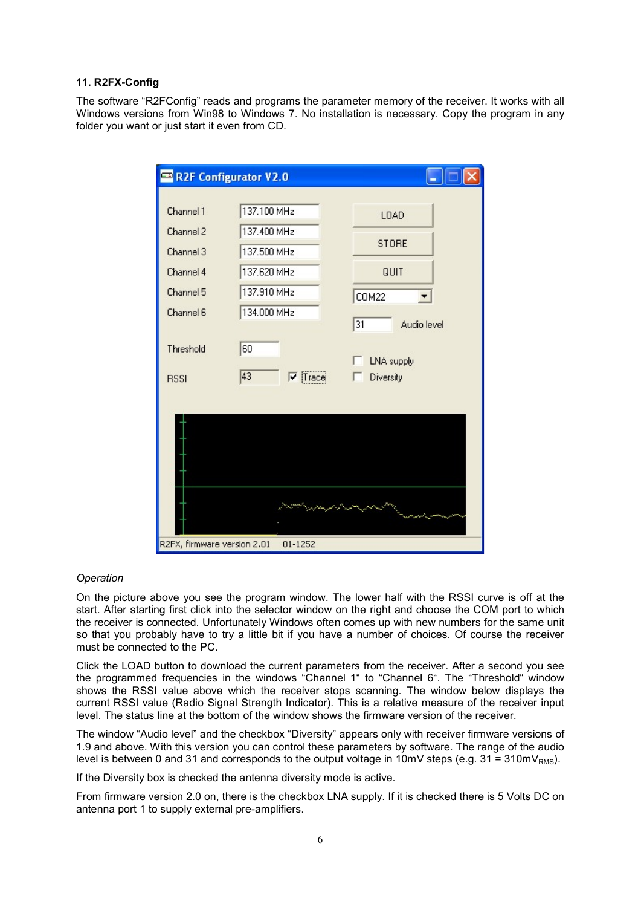## 11. R2FX-Config

The software "R2FConfig" reads and programs the parameter memory of the receiver. It works with all Windows versions from Win98 to Windows 7. No installation is necessary. Copy the program in any folder you want or just start it even from CD.

*Operation*

On the picture above you see the program window. The lower half with the RSSI curve is off at the start. After starting first click into the selector window on the right and choose the COM port to which the receiver is connected. Unfortunately Windows often comes up with new numbers for the same unit so that you probably have to try a little bit if you have a number of choices. Of course the receiver must be connected to the PC.

Click the LOAD button to download the current parameters from the receiver. After a second you see the programmed frequencies in the windows "Channel 1" to "Channel 6". The "Threshold" window shows the RSSI value above which the receiver stops scanning. The window below displays the current RSSI value (Radio Signal Strength Indicator). This is a relative measure of the receiver input level. The status line at the bottom of the window shows the firmware version of the receiver.

The window "Audio level" and the checkbox "Diversity" appears only with receiver firmware versions of 1.9 and above. With this version you can control these parameters by software. The range of the audio level is between 0 and 31 and corresponds to the output voltage in 10mV steps (e.g. 31 = 310$mV_{RMS}$).

If the Diversity box is checked the antenna diversity mode is active.

From firmware version 2.0 on, there is the checkbox LNA supply. If it is checked there is 5 Volts DC on antenna port 1 to supply external pre-amplifiers.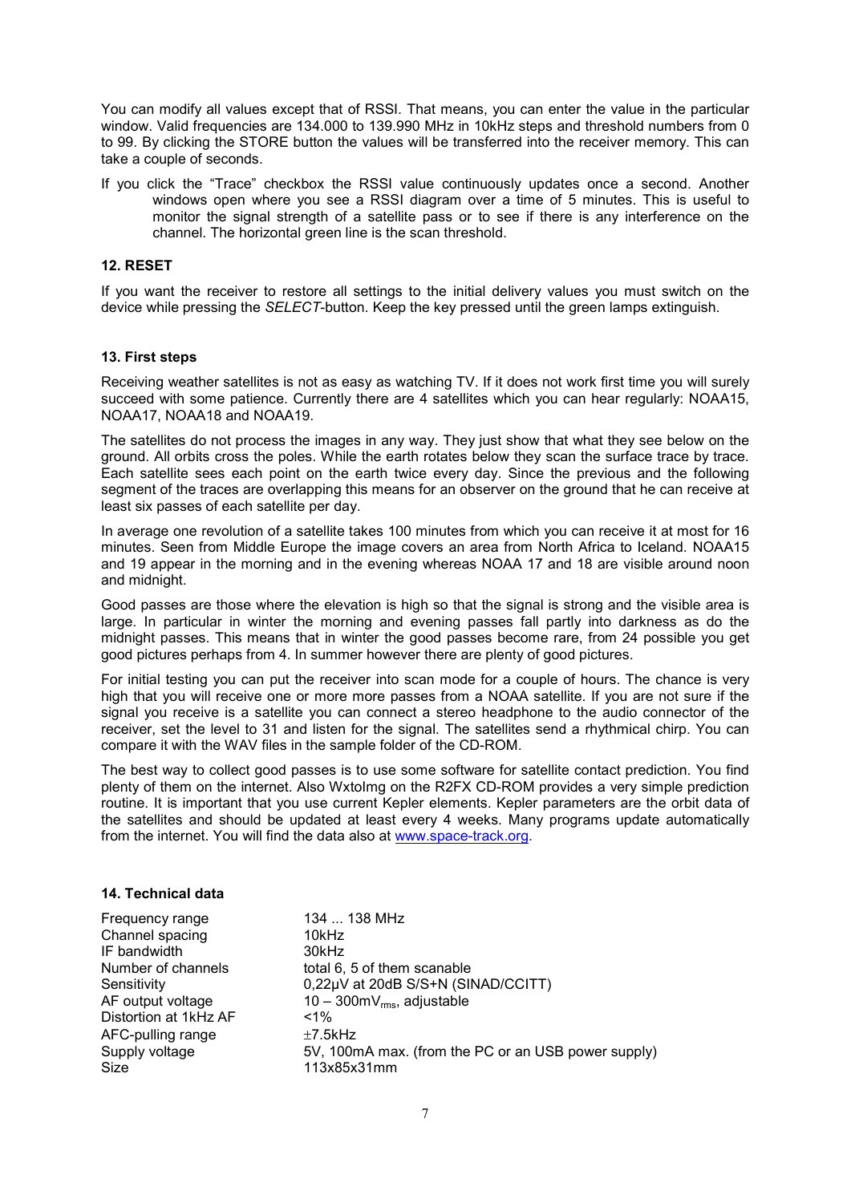You can modify all values except that of RSSI. That means, you can enter the value in the particular window. Valid frequencies are 134.000 to 139.990 MHz in 10kHz steps and threshold numbers from 0 to 99. By clicking the STORE button the values will be transferred into the receiver memory. This can take a couple of seconds.

If you click the "Trace" checkbox the RSSI value continuously updates once a second. Another windows open where you see a RSSI diagram over a time of 5 minutes. This is useful to monitor the signal strength of a satellite pass or to see if there is any interference on the channel. The horizontal green line is the scan threshold.

### 12. RESET

If you want the receiver to restore all settings to the initial delivery values you must switch on the device while pressing the *SELECT*-button. Keep the key pressed until the green lamps extinguish.

### 13. First steps

Receiving weather satellites is not as easy as watching TV. If it does not work first time you will surely succeed with some patience. Currently there are 4 satellites which you can hear regularly: NOAA15, NOAA17, NOAA18 and NOAA19.

The satellites do not process the images in any way. They just show that what they see below on the ground. All orbits cross the poles. While the earth rotates below they scan the surface trace by trace. Each satellite sees each point on the earth twice every day. Since the previous and the following segment of the traces are overlapping this means for an observer on the ground that he can receive at least six passes of each satellite per day.

In average one revolution of a satellite takes 100 minutes from which you can receive it at most for 16 minutes. Seen from Middle Europe the image covers an area from North Africa to Iceland. NOAA15 and 19 appear in the morning and in the evening whereas NOAA 17 and 18 are visible around noon and midnight.

Good passes are those where the elevation is high so that the signal is strong and the visible area is large. In particular in winter the morning and evening passes fall partly into darkness as do the midnight passes. This means that in winter the good passes become rare, from 24 possible you get good pictures perhaps from 4. In summer however there are plenty of good pictures.

For initial testing you can put the receiver into scan mode for a couple of hours. The chance is very high that you will receive one or more more passes from a NOAA satellite. If you are not sure if the signal you receive is a satellite you can connect a stereo headphone to the audio connector of the receiver, set the level to 31 and listen for the signal. The satellites send a rhythmical chirp. You can compare it with the WAV files in the sample folder of the CD-ROM.

The best way to collect good passes is to use some software for satellite contact prediction. You find plenty of them on the internet. Also WxtoImg on the R2FX CD-ROM provides a very simple prediction routine. It is important that you use current Kepler elements. Kepler parameters are the orbit data of the satellites and should be updated at least every 4 weeks. Many programs update automatically from the internet. You will find the data also at www.space-track.org.

### 14. Technical data

| | |
|---|---|
| Frequency range | 134 ... 138 MHz |
| Channel spacing | 10kHz |
| IF bandwidth | 30kHz |
| Number of channels | total 6, 5 of them scanable |
| Sensitivity | 0,22µV at 20dB S/S+N (SINAD/CCITT) |
| AF output voltage | 10 – 300mV$_{rms}$, adjustable |
| Distortion at 1kHz AF | <1% |
| AFC-pulling range | ±7.5kHz |
| Supply voltage | 5V, 100mA max. (from the PC or an USB power supply) |
| Size | 113x85x31mm |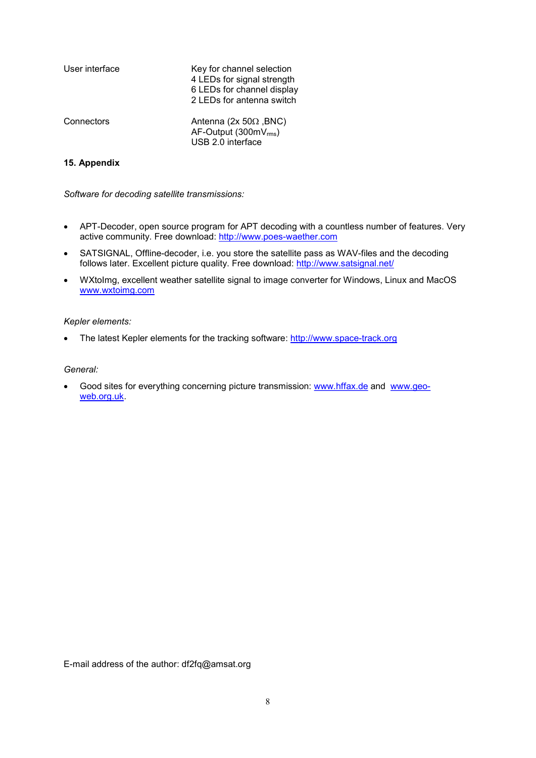| | |
|---|---|
| User interface | Key for channel selection<br>4 LEDs for signal strength<br>6 LEDs for channel display<br>2 LEDs for antenna switch |
| Connectors | Antenna (2x 50Ω ,BNC)<br>AF-Output (300mV$_{rms}$)<br>USB 2.0 interface |

**15. Appendix**

*Software for decoding satellite transmissions:*

- APT-Decoder, open source program for APT decoding with a countless number of features. Very active community. Free download: http://www.poes-waether.com
- SATSIGNAL, Offline-decoder, i.e. you store the satellite pass as WAV-files and the decoding follows later. Excellent picture quality. Free download: http://www.satsignal.net/
- WXtoImg, excellent weather satellite signal to image converter for Windows, Linux and MacOS www.wxtoimg.com

*Kepler elements:*

- The latest Kepler elements for the tracking software: http://www.space-track.org

*General:*

- Good sites for everything concerning picture transmission: www.hffax.de and www.geo-web.org.uk.

E-mail address of the author: df2fq@amsat.org